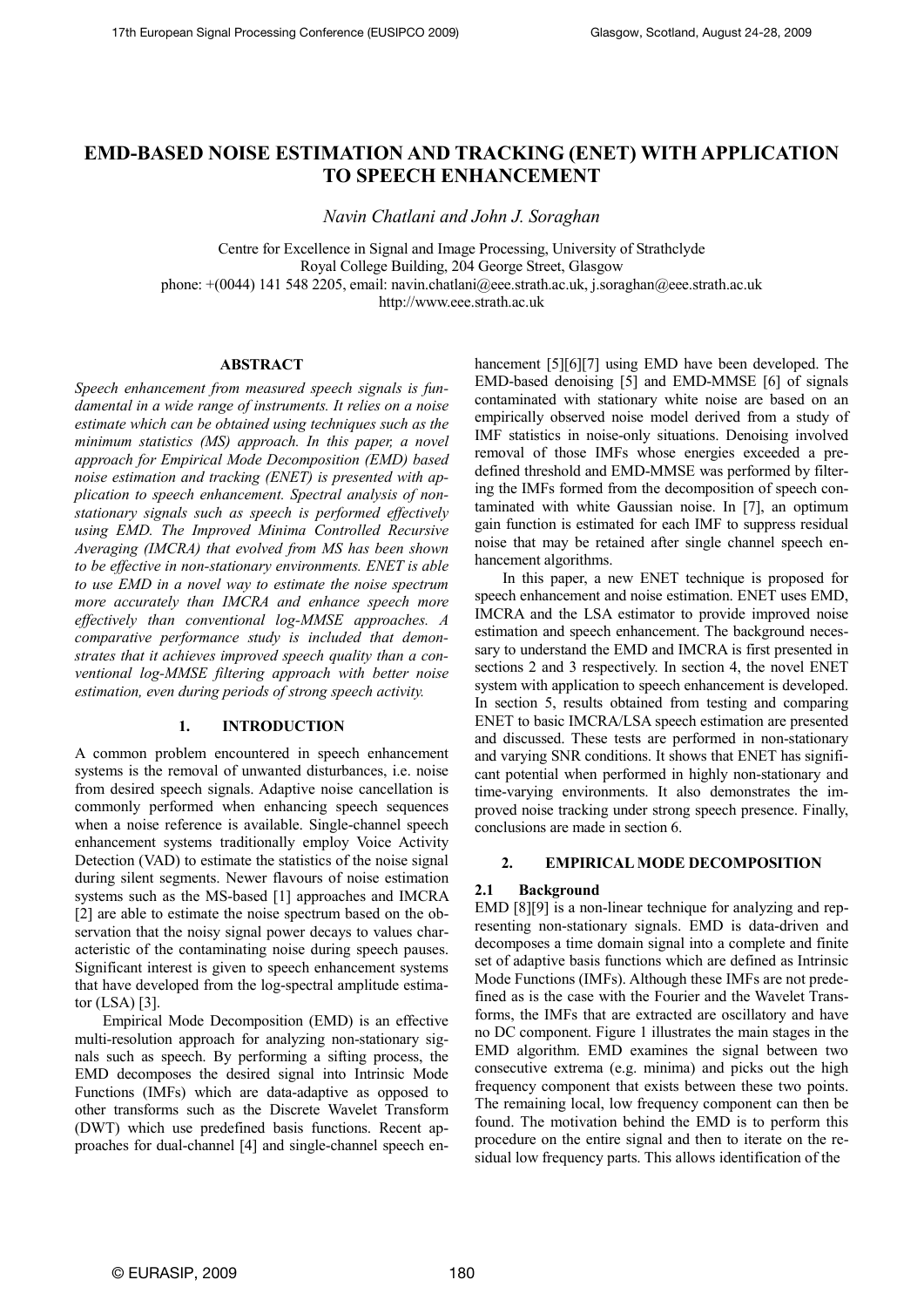# EMD-BASED NOISE ESTIMATION AND TRACKING (ENET) WITH APPLICATION TO SPEECH ENHANCEMENT

*Navin Chatlani and John J. Soraghan*

Centre for Excellence in Signal and Image Processing, University of Strathclyde
Royal College Building, 204 George Street, Glasgow
phone: +(0044) 141 548 2205, email: navin.chatlani@eee.strath.ac.uk, j.soraghan@eee.strath.ac.uk
http://www.eee.strath.ac.uk

## ABSTRACT

*Speech enhancement from measured speech signals is fundamental in a wide range of instruments. It relies on a noise estimate which can be obtained using techniques such as the minimum statistics (MS) approach. In this paper, a novel approach for Empirical Mode Decomposition (EMD) based noise estimation and tracking (ENET) is presented with application to speech enhancement. Spectral analysis of non-stationary signals such as speech is performed effectively using EMD. The Improved Minima Controlled Recursive Averaging (IMCRA) that evolved from MS has been shown to be effective in non-stationary environments. ENET is able to use EMD in a novel way to estimate the noise spectrum more accurately than IMCRA and enhance speech more effectively than conventional log-MMSE approaches. A comparative performance study is included that demonstrates that it achieves improved speech quality than a conventional log-MMSE filtering approach with better noise estimation, even during periods of strong speech activity.*

## 1. INTRODUCTION

A common problem encountered in speech enhancement systems is the removal of unwanted disturbances, i.e. noise from desired speech signals. Adaptive noise cancellation is commonly performed when enhancing speech sequences when a noise reference is available. Single-channel speech enhancement systems traditionally employ Voice Activity Detection (VAD) to estimate the statistics of the noise signal during silent segments. Newer flavours of noise estimation systems such as the MS-based [1] approaches and IMCRA [2] are able to estimate the noise spectrum based on the observation that the noisy signal power decays to values characteristic of the contaminating noise during speech pauses. Significant interest is given to speech enhancement systems that have developed from the log-spectral amplitude estimator (LSA) [3].

Empirical Mode Decomposition (EMD) is an effective multi-resolution approach for analyzing non-stationary signals such as speech. By performing a sifting process, the EMD decomposes the desired signal into Intrinsic Mode Functions (IMFs) which are data-adaptive as opposed to other transforms such as the Discrete Wavelet Transform (DWT) which use predefined basis functions. Recent approaches for dual-channel [4] and single-channel speech enhancement [5][6][7] using EMD have been developed. The EMD-based denoising [5] and EMD-MMSE [6] of signals contaminated with stationary white noise are based on an empirically observed noise model derived from a study of IMF statistics in noise-only situations. Denoising involved removal of those IMFs whose energies exceeded a predefined threshold and EMD-MMSE was performed by filtering the IMFs formed from the decomposition of speech contaminated with white Gaussian noise. In [7], an optimum gain function is estimated for each IMF to suppress residual noise that may be retained after single channel speech enhancement algorithms.

In this paper, a new ENET technique is proposed for speech enhancement and noise estimation. ENET uses EMD, IMCRA and the LSA estimator to provide improved noise estimation and speech enhancement. The background necessary to understand the EMD and IMCRA is first presented in sections 2 and 3 respectively. In section 4, the novel ENET system with application to speech enhancement is developed. In section 5, results obtained from testing and comparing ENET to basic IMCRA/LSA speech estimation are presented and discussed. These tests are performed in non-stationary and varying SNR conditions. It shows that ENET has significant potential when performed in highly non-stationary and time-varying environments. It also demonstrates the improved noise tracking under strong speech presence. Finally, conclusions are made in section 6.

## 2. EMPIRICAL MODE DECOMPOSITION

### 2.1 Background

EMD [8][9] is a non-linear technique for analyzing and representing non-stationary signals. EMD is data-driven and decomposes a time domain signal into a complete and finite set of adaptive basis functions which are defined as Intrinsic Mode Functions (IMFs). Although these IMFs are not predefined as is the case with the Fourier and the Wavelet Transforms, the IMFs that are extracted are oscillatory and have no DC component. Figure 1 illustrates the main stages in the EMD algorithm. EMD examines the signal between two consecutive extrema (e.g. minima) and picks out the high frequency component that exists between these two points. The remaining local, low frequency component can then be found. The motivation behind the EMD is to perform this procedure on the entire signal and then to iterate on the residual low frequency parts. This allows identification of the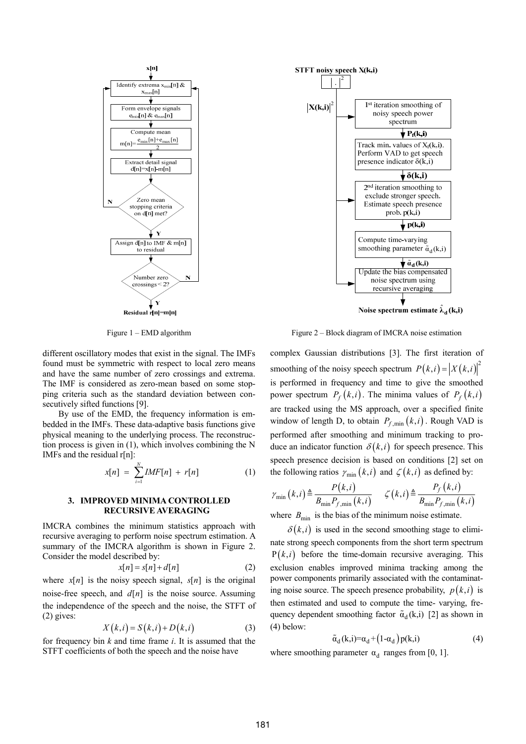Figure 1 – EMD algorithm

Figure 2 – Block diagram of IMCRA noise estimation

different oscillatory modes that exist in the signal. The IMFs found must be symmetric with respect to local zero means and have the same number of zero crossings and extrema. The IMF is considered as zero-mean based on some stopping criteria such as the standard deviation between consecutively sifted functions [9].

By use of the EMD, the frequency information is embedded in the IMFs. These data-adaptive basis functions give physical meaning to the underlying process. The reconstruction process is given in (1), which involves combining the N IMFs and the residual r[n]:

$$x[n] = \sum_{i=1}^{N} IMF[n] + r[n] \tag{1}$$

## 3. IMPROVED MINIMA CONTROLLED RECURSIVE AVERAGING

IMCRA combines the minimum statistics approach with recursive averaging to perform noise spectrum estimation. A summary of the IMCRA algorithm is shown in Figure 2. Consider the model described by:

$$x[n] = s[n] + d[n] \tag{2}$$

where $x[n]$ is the noisy speech signal, $s[n]$ is the original noise-free speech, and $d[n]$ is the noise source. Assuming the independence of the speech and the noise, the STFT of (2) gives:

$$X(k,i) = S(k,i) + D(k,i) \tag{3}$$

for frequency bin $k$ and time frame $i$. It is assumed that the STFT coefficients of both the speech and the noise have complex Gaussian distributions [3]. The first iteration of smoothing of the noisy speech spectrum $P(k,i) = |X(k,i)|^2$ is performed in frequency and time to give the smoothed power spectrum $P_f(k,i)$. The minima values of $P_f(k,i)$ are tracked using the MS approach, over a specified finite window of length D, to obtain $P_{f,\min}(k,i)$. Rough VAD is performed after smoothing and minimum tracking to produce an indicator function $\delta(k,i)$ for speech presence. This speech presence decision is based on conditions [2] set on the following ratios $\gamma_{\min}(k,i)$ and $\zeta(k,i)$ as defined by:

$$\gamma_{\min}(k,i) \triangleq \frac{P(k,i)}{B_{\min} P_{f,\min}(k,i)} \qquad \zeta(k,i) \triangleq \frac{P_f(k,i)}{B_{\min} P_{f,\min}(k,i)}$$

where $B_{\min}$ is the bias of the minimum noise estimate.

$\delta(k,i)$ is used in the second smoothing stage to eliminate strong speech components from the short term spectrum $P(k,i)$ before the time-domain recursive averaging. This exclusion enables improved minima tracking among the power components primarily associated with the contaminating noise source. The speech presence probability, $p(k,i)$ is then estimated and used to compute the time- varying, frequency dependent smoothing factor $\tilde{\alpha}_d(k,i)$ [2] as shown in (4) below:

$$\tilde{\alpha}_d(k,i) = \alpha_d + (1-\alpha_d)\, p(k,i) \tag{4}$$

where smoothing parameter $\alpha_d$ ranges from [0, 1].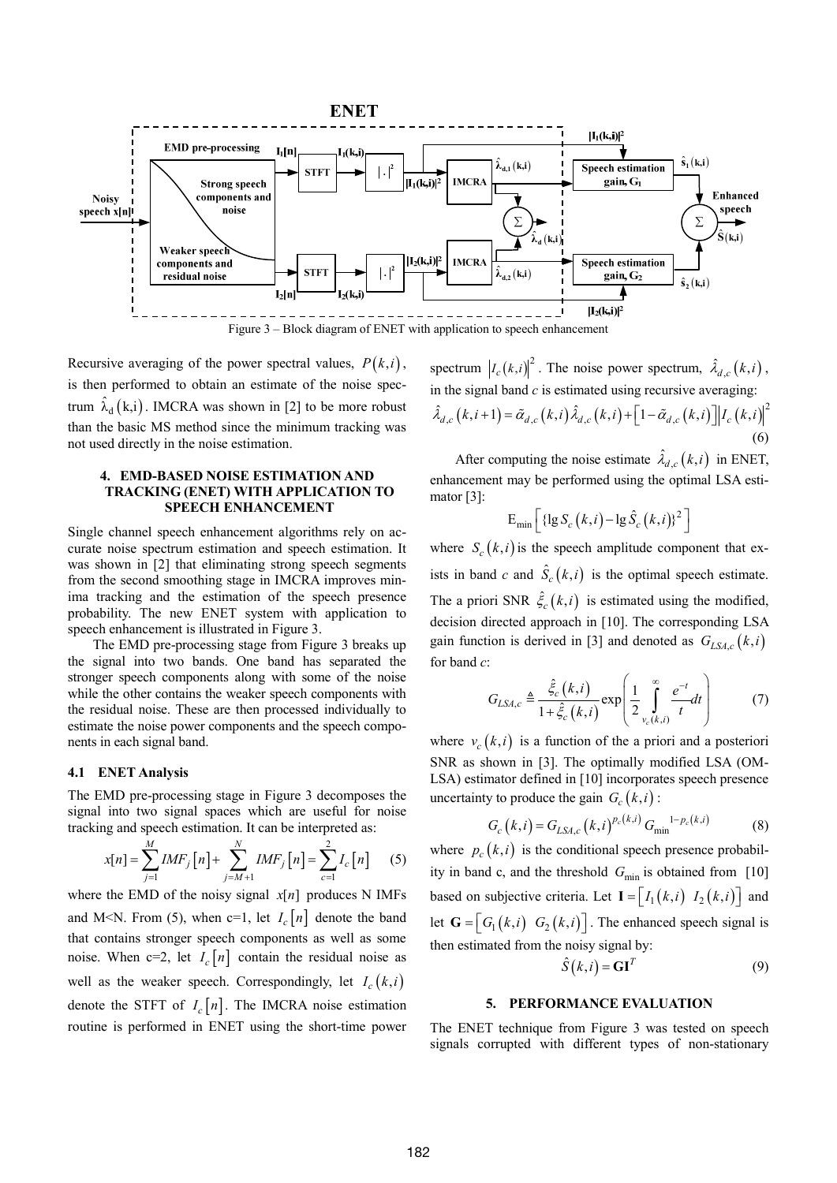Figure 3 – Block diagram of ENET with application to speech enhancement

Recursive averaging of the power spectral values, $P(k,i)$, is then performed to obtain an estimate of the noise spectrum $\hat{\lambda}_d(k,i)$. IMCRA was shown in [2] to be more robust than the basic MS method since the minimum tracking was not used directly in the noise estimation.

## 4. EMD-BASED NOISE ESTIMATION AND TRACKING (ENET) WITH APPLICATION TO SPEECH ENHANCEMENT

Single channel speech enhancement algorithms rely on accurate noise spectrum estimation and speech estimation. It was shown in [2] that eliminating strong speech segments from the second smoothing stage in IMCRA improves minima tracking and the estimation of the speech presence probability. The new ENET system with application to speech enhancement is illustrated in Figure 3.

The EMD pre-processing stage from Figure 3 breaks up the signal into two bands. One band has separated the stronger speech components along with some of the noise while the other contains the weaker speech components with the residual noise. These are then processed individually to estimate the noise power components and the speech components in each signal band.

### 4.1 ENET Analysis

The EMD pre-processing stage in Figure 3 decomposes the signal into two signal spaces which are useful for noise tracking and speech estimation. It can be interpreted as:

$$x[n] = \sum_{j=1}^{M} IMF_j[n] + \sum_{j=M+1}^{N} IMF_j[n] = \sum_{c=1}^{2} I_c[n] \qquad (5)$$

where the EMD of the noisy signal $x[n]$ produces N IMFs and M<N. From (5), when c=1, let $I_c[n]$ denote the band that contains stronger speech components as well as some noise. When c=2, let $I_c[n]$ contain the residual noise as well as the weaker speech. Correspondingly, let $I_c(k,i)$ denote the STFT of $I_c[n]$. The IMCRA noise estimation routine is performed in ENET using the short-time power spectrum $|I_c(k,i)|^2$. The noise power spectrum, $\hat{\lambda}_{d,c}(k,i)$, in the signal band *c* is estimated using recursive averaging:

$$\hat{\lambda}_{d,c}(k,i+1) = \tilde{\alpha}_{d,c}(k,i)\hat{\lambda}_{d,c}(k,i) + \left[1-\tilde{\alpha}_{d,c}(k,i)\right]\left|I_c(k,i)\right|^2 \qquad (6)$$

After computing the noise estimate $\hat{\lambda}_{d,c}(k,i)$ in ENET, enhancement may be performed using the optimal LSA estimator [3]:

$$\mathrm{E}_{\min}\left[\{\lg S_c(k,i) - \lg \hat{S}_c(k,i)\}^2\right]$$

where $S_c(k,i)$ is the speech amplitude component that exists in band *c* and $\hat{S}_c(k,i)$ is the optimal speech estimate. The a priori SNR $\hat{\xi}_c(k,i)$ is estimated using the modified, decision directed approach in [10]. The corresponding LSA gain function is derived in [3] and denoted as $G_{LSA,c}(k,i)$ for band *c*:

$$G_{LSA,c} \triangleq \frac{\hat{\xi}_c(k,i)}{1+\hat{\xi}_c(k,i)} \exp\left(\frac{1}{2}\int_{v_c(k,i)}^{\infty} \frac{e^{-t}}{t}dt\right) \qquad (7)$$

where $v_c(k,i)$ is a function of the a priori and a posteriori SNR as shown in [3]. The optimally modified LSA (OM-LSA) estimator defined in [10] incorporates speech presence uncertainty to produce the gain $G_c(k,i)$:

$$G_c(k,i) = G_{LSA,c}(k,i)^{p_c(k,i)} G_{\min}^{\;1-p_c(k,i)} \qquad (8)$$

where $p_c(k,i)$ is the conditional speech presence probability in band c, and the threshold $G_{\min}$ is obtained from [10] based on subjective criteria. Let $\mathbf{I} = \left[I_1(k,i) \;\; I_2(k,i)\right]$ and let $\mathbf{G} = \left[G_1(k,i) \;\; G_2(k,i)\right]$. The enhanced speech signal is then estimated from the noisy signal by:

$$\hat{S}(k,i) = \mathbf{G}\mathbf{I}^T \qquad (9)$$

## 5. PERFORMANCE EVALUATION

The ENET technique from Figure 3 was tested on speech signals corrupted with different types of non-stationary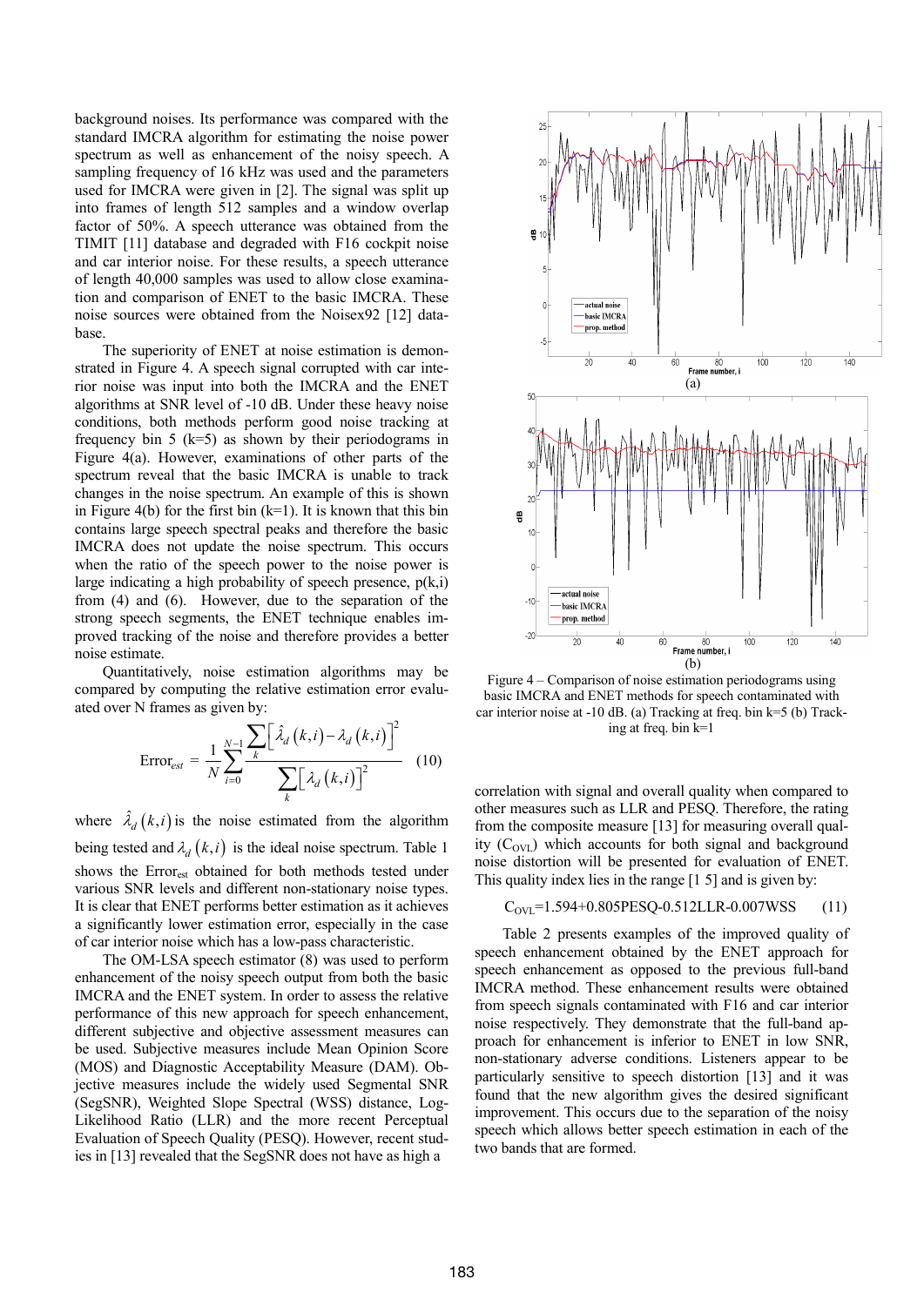background noises. Its performance was compared with the standard IMCRA algorithm for estimating the noise power spectrum as well as enhancement of the noisy speech. A sampling frequency of 16 kHz was used and the parameters used for IMCRA were given in [2]. The signal was split up into frames of length 512 samples and a window overlap factor of 50%. A speech utterance was obtained from the TIMIT [11] database and degraded with F16 cockpit noise and car interior noise. For these results, a speech utterance of length 40,000 samples was used to allow close examination and comparison of ENET to the basic IMCRA. These noise sources were obtained from the Noisex92 [12] database.

The superiority of ENET at noise estimation is demonstrated in Figure 4. A speech signal corrupted with car interior noise was input into both the IMCRA and the ENET algorithms at SNR level of -10 dB. Under these heavy noise conditions, both methods perform good noise tracking at frequency bin 5 (k=5) as shown by their periodograms in Figure 4(a). However, examinations of other parts of the spectrum reveal that the basic IMCRA is unable to track changes in the noise spectrum. An example of this is shown in Figure 4(b) for the first bin (k=1). It is known that this bin contains large speech spectral peaks and therefore the basic IMCRA does not update the noise spectrum. This occurs when the ratio of the speech power to the noise power is large indicating a high probability of speech presence, p(k,i) from (4) and (6). However, due to the separation of the strong speech segments, the ENET technique enables improved tracking of the noise and therefore provides a better noise estimate.

Quantitatively, noise estimation algorithms may be compared by computing the relative estimation error evaluated over N frames as given by:

$$\text{Error}_{est} = \frac{1}{N}\sum_{i=0}^{N-1}\frac{\sum_{k}\left[\hat{\lambda}_d(k,i)-\lambda_d(k,i)\right]^2}{\sum_{k}\left[\lambda_d(k,i)\right]^2} \quad (10)$$

where $\hat{\lambda}_d(k,i)$ is the noise estimated from the algorithm being tested and $\lambda_d(k,i)$ is the ideal noise spectrum. Table 1 shows the $\text{Error}_{est}$ obtained for both methods tested under various SNR levels and different non-stationary noise types. It is clear that ENET performs better estimation as it achieves a significantly lower estimation error, especially in the case of car interior noise which has a low-pass characteristic.

The OM-LSA speech estimator (8) was used to perform enhancement of the noisy speech output from both the basic IMCRA and the ENET system. In order to assess the relative performance of this new approach for speech enhancement, different subjective and objective assessment measures can be used. Subjective measures include Mean Opinion Score (MOS) and Diagnostic Acceptability Measure (DAM). Objective measures include the widely used Segmental SNR (SegSNR), Weighted Slope Spectral (WSS) distance, Log-Likelihood Ratio (LLR) and the more recent Perceptual Evaluation of Speech Quality (PESQ). However, recent studies in [13] revealed that the SegSNR does not have as high a

Figure 4 – Comparison of noise estimation periodograms using basic IMCRA and ENET methods for speech contaminated with car interior noise at -10 dB. (a) Tracking at freq. bin k=5 (b) Tracking at freq. bin k=1

correlation with signal and overall quality when compared to other measures such as LLR and PESQ. Therefore, the rating from the composite measure [13] for measuring overall quality ($C_{OVL}$) which accounts for both signal and background noise distortion will be presented for evaluation of ENET. This quality index lies in the range [1 5] and is given by:

$$C_{OVL}=1.594+0.805\text{PESQ}-0.512\text{LLR}-0.007\text{WSS} \quad (11)$$

Table 2 presents examples of the improved quality of speech enhancement obtained by the ENET approach for speech enhancement as opposed to the previous full-band IMCRA method. These enhancement results were obtained from speech signals contaminated with F16 and car interior noise respectively. They demonstrate that the full-band approach for enhancement is inferior to ENET in low SNR, non-stationary adverse conditions. Listeners appear to be particularly sensitive to speech distortion [13] and it was found that the new algorithm gives the desired significant improvement. This occurs due to the separation of the noisy speech which allows better speech estimation in each of the two bands that are formed.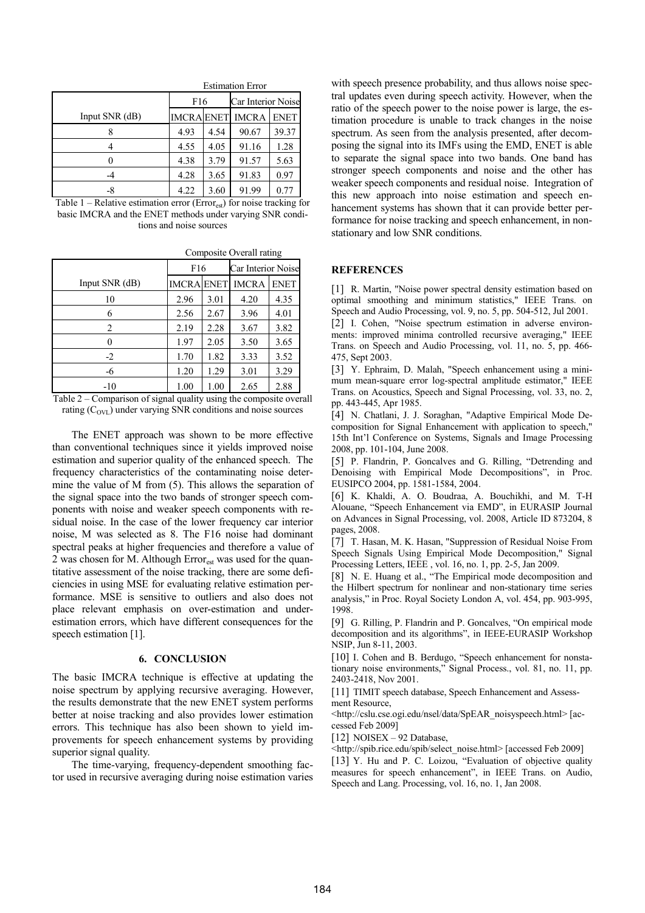| | Estimation Error | | | |
| --- | --- | --- | --- | --- |
| | F16 | | Car Interior Noise | |
| Input SNR (dB) | IMCRA | ENET | IMCRA | ENET |
| 8 | 4.93 | 4.54 | 90.67 | 39.37 |
| 4 | 4.55 | 4.05 | 91.16 | 1.28 |
| 0 | 4.38 | 3.79 | 91.57 | 5.63 |
| -4 | 4.28 | 3.65 | 91.83 | 0.97 |
| -8 | 4.22 | 3.60 | 91.99 | 0.77 |

Table 1 – Relative estimation error ($Error_{est}$) for noise tracking for basic IMCRA and the ENET methods under varying SNR conditions and noise sources

| | Composite Overall rating | | | |
| --- | --- | --- | --- | --- |
| | F16 | | Car Interior Noise | |
| Input SNR (dB) | IMCRA | ENET | IMCRA | ENET |
| 10 | 2.96 | 3.01 | 4.20 | 4.35 |
| 6 | 2.56 | 2.67 | 3.96 | 4.01 |
| 2 | 2.19 | 2.28 | 3.67 | 3.82 |
| 0 | 1.97 | 2.05 | 3.50 | 3.65 |
| -2 | 1.70 | 1.82 | 3.33 | 3.52 |
| -6 | 1.20 | 1.29 | 3.01 | 3.29 |
| -10 | 1.00 | 1.00 | 2.65 | 2.88 |

Table 2 – Comparison of signal quality using the composite overall rating ($C_{OVL}$) under varying SNR conditions and noise sources

The ENET approach was shown to be more effective than conventional techniques since it yields improved noise estimation and superior quality of the enhanced speech. The frequency characteristics of the contaminating noise determine the value of M from (5). This allows the separation of the signal space into the two bands of stronger speech components with noise and weaker speech components with residual noise. In the case of the lower frequency car interior noise, M was selected as 8. The F16 noise had dominant spectral peaks at higher frequencies and therefore a value of 2 was chosen for M. Although $Error_{est}$ was used for the quantitative assessment of the noise tracking, there are some deficiencies in using MSE for evaluating relative estimation performance. MSE is sensitive to outliers and also does not place relevant emphasis on over-estimation and under-estimation errors, which have different consequences for the speech estimation [1].

## 6. CONCLUSION

The basic IMCRA technique is effective at updating the noise spectrum by applying recursive averaging. However, the results demonstrate that the new ENET system performs better at noise tracking and also provides lower estimation errors. This technique has also been shown to yield improvements for speech enhancement systems by providing superior signal quality.

The time-varying, frequency-dependent smoothing factor used in recursive averaging during noise estimation varies with speech presence probability, and thus allows noise spectral updates even during speech activity. However, when the ratio of the speech power to the noise power is large, the estimation procedure is unable to track changes in the noise spectrum. As seen from the analysis presented, after decomposing the signal into its IMFs using the EMD, ENET is able to separate the signal space into two bands. One band has stronger speech components and noise and the other has weaker speech components and residual noise. Integration of this new approach into noise estimation and speech enhancement systems has shown that it can provide better performance for noise tracking and speech enhancement, in non-stationary and low SNR conditions.

## REFERENCES

[1] R. Martin, "Noise power spectral density estimation based on optimal smoothing and minimum statistics," IEEE Trans. on Speech and Audio Processing, vol. 9, no. 5, pp. 504-512, Jul 2001.

[2] I. Cohen, "Noise spectrum estimation in adverse environments: improved minima controlled recursive averaging," IEEE Trans. on Speech and Audio Processing, vol. 11, no. 5, pp. 466-475, Sept 2003.

[3] Y. Ephraim, D. Malah, "Speech enhancement using a minimum mean-square error log-spectral amplitude estimator," IEEE Trans. on Acoustics, Speech and Signal Processing, vol. 33, no. 2, pp. 443-445, Apr 1985.

[4] N. Chatlani, J. J. Soraghan, "Adaptive Empirical Mode Decomposition for Signal Enhancement with application to speech," 15th Int'l Conference on Systems, Signals and Image Processing 2008, pp. 101-104, June 2008.

[5] P. Flandrin, P. Goncalves and G. Rilling, "Detrending and Denoising with Empirical Mode Decompositions", in Proc. EUSIPCO 2004, pp. 1581-1584, 2004.

[6] K. Khaldi, A. O. Boudraa, A. Bouchikhi, and M. T-H Alouane, "Speech Enhancement via EMD", in EURASIP Journal on Advances in Signal Processing, vol. 2008, Article ID 873204, 8 pages, 2008.

[7] T. Hasan, M. K. Hasan, "Suppression of Residual Noise From Speech Signals Using Empirical Mode Decomposition," Signal Processing Letters, IEEE , vol. 16, no. 1, pp. 2-5, Jan 2009.

[8] N. E. Huang et al., "The Empirical mode decomposition and the Hilbert spectrum for nonlinear and non-stationary time series analysis," in Proc. Royal Society London A, vol. 454, pp. 903-995, 1998.

[9] G. Rilling, P. Flandrin and P. Goncalves, "On empirical mode decomposition and its algorithms", in IEEE-EURASIP Workshop NSIP, Jun 8-11, 2003.

[10] I. Cohen and B. Berdugo, "Speech enhancement for nonstationary noise environments," Signal Process., vol. 81, no. 11, pp. 2403-2418, Nov 2001.

[11] TIMIT speech database, Speech Enhancement and Assessment Resource, <http://cslu.cse.ogi.edu/nsel/data/SpEAR_noisyspeech.html> [accessed Feb 2009]

[12] NOISEX – 92 Database, <http://spib.rice.edu/spib/select_noise.html> [accessed Feb 2009]

[13] Y. Hu and P. C. Loizou, "Evaluation of objective quality measures for speech enhancement", in IEEE Trans. on Audio, Speech and Lang. Processing, vol. 16, no. 1, Jan 2008.